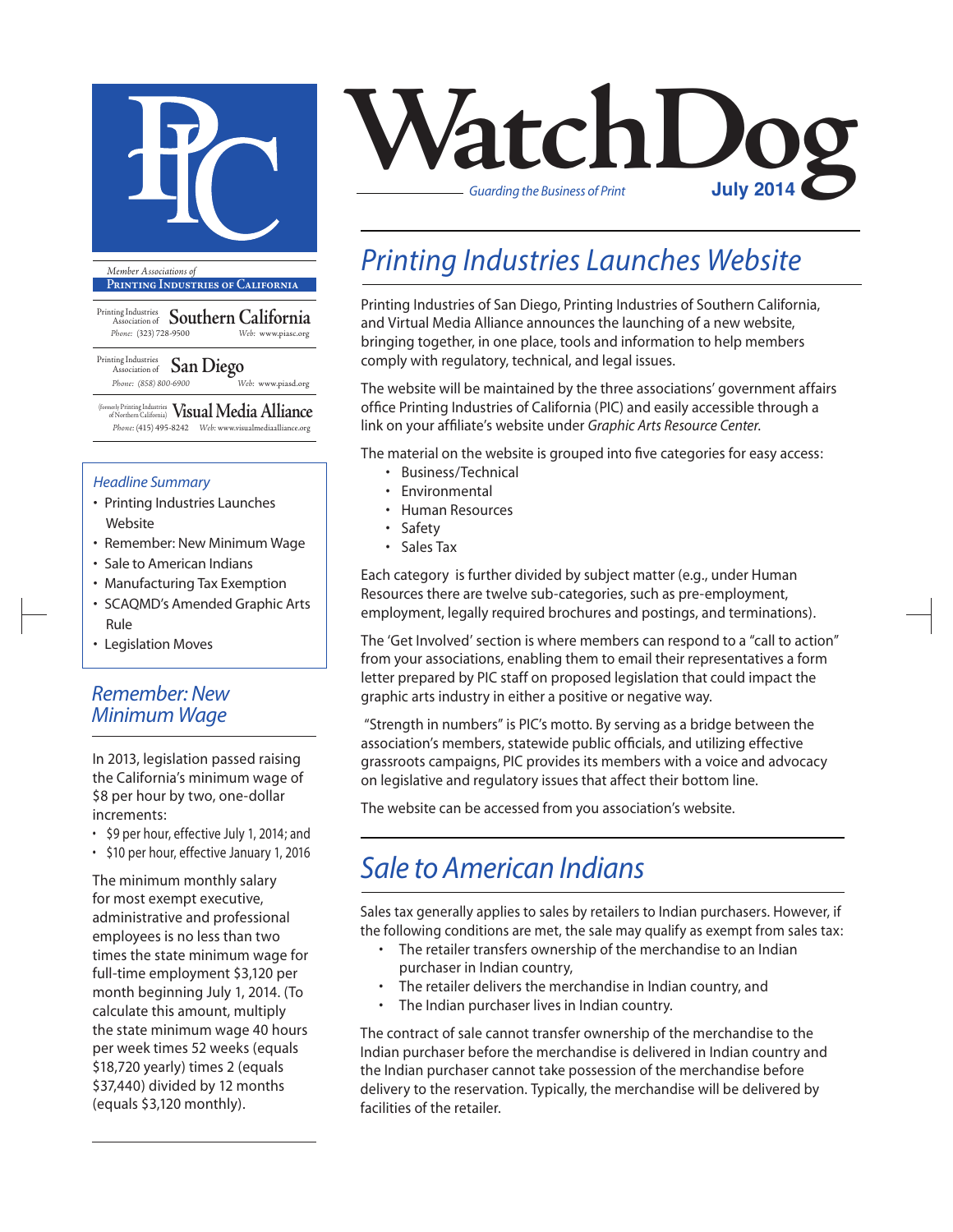# WatchDog

*Guarding the Business of Print*

**July 2014**

*Member Associations of*

**Printing Industries of California**

Printing Industries Association of **Southern California**
*Phone:* (323) 728-9500 *Web:* www.piasc.org

Printing Industries Association of **San Diego**
*Phone:* (858) 800-6900 *Web:* www.piasd.org

(formerly Printing Industries of Northern California) **Visual Media Alliance**
*Phone:* (415) 495-8242 *Web:* www.visualmediaalliance.org

### *Headline Summary*

- Printing Industries Launches Website
- Remember: New Minimum Wage
- Sale to American Indians
- Manufacturing Tax Exemption
- SCAQMD's Amended Graphic Arts Rule
- Legislation Moves

## *Printing Industries Launches Website*

Printing Industries of San Diego, Printing Industries of Southern California, and Virtual Media Alliance announces the launching of a new website, bringing together, in one place, tools and information to help members comply with regulatory, technical, and legal issues.

The website will be maintained by the three associations' government affairs office Printing Industries of California (PIC) and easily accessible through a link on your affiliate's website under *Graphic Arts Resource Center.*

The material on the website is grouped into five categories for easy access:

- Business/Technical
- Environmental
- Human Resources
- Safety
- Sales Tax

Each category is further divided by subject matter (e.g., under Human Resources there are twelve sub-categories, such as pre-employment, employment, legally required brochures and postings, and terminations).

The 'Get Involved' section is where members can respond to a "call to action" from your associations, enabling them to email their representatives a form letter prepared by PIC staff on proposed legislation that could impact the graphic arts industry in either a positive or negative way.

"Strength in numbers" is PIC's motto. By serving as a bridge between the association's members, statewide public officials, and utilizing effective grassroots campaigns, PIC provides its members with a voice and advocacy on legislative and regulatory issues that affect their bottom line.

The website can be accessed from you association's website.

## *Remember: New Minimum Wage*

In 2013, legislation passed raising the California's minimum wage of $8 per hour by two, one-dollar increments:

- $9 per hour, effective July 1, 2014; and
- $10 per hour, effective January 1, 2016

The minimum monthly salary for most exempt executive, administrative and professional employees is no less than two times the state minimum wage for full-time employment $3,120 per month beginning July 1, 2014. (To calculate this amount, multiply the state minimum wage 40 hours per week times 52 weeks (equals $18,720 yearly) times 2 (equals $37,440) divided by 12 months (equals $3,120 monthly).

## *Sale to American Indians*

Sales tax generally applies to sales by retailers to Indian purchasers. However, if the following conditions are met, the sale may qualify as exempt from sales tax:

- The retailer transfers ownership of the merchandise to an Indian purchaser in Indian country,
- The retailer delivers the merchandise in Indian country, and
- The Indian purchaser lives in Indian country.

The contract of sale cannot transfer ownership of the merchandise to the Indian purchaser before the merchandise is delivered in Indian country and the Indian purchaser cannot take possession of the merchandise before delivery to the reservation. Typically, the merchandise will be delivered by facilities of the retailer.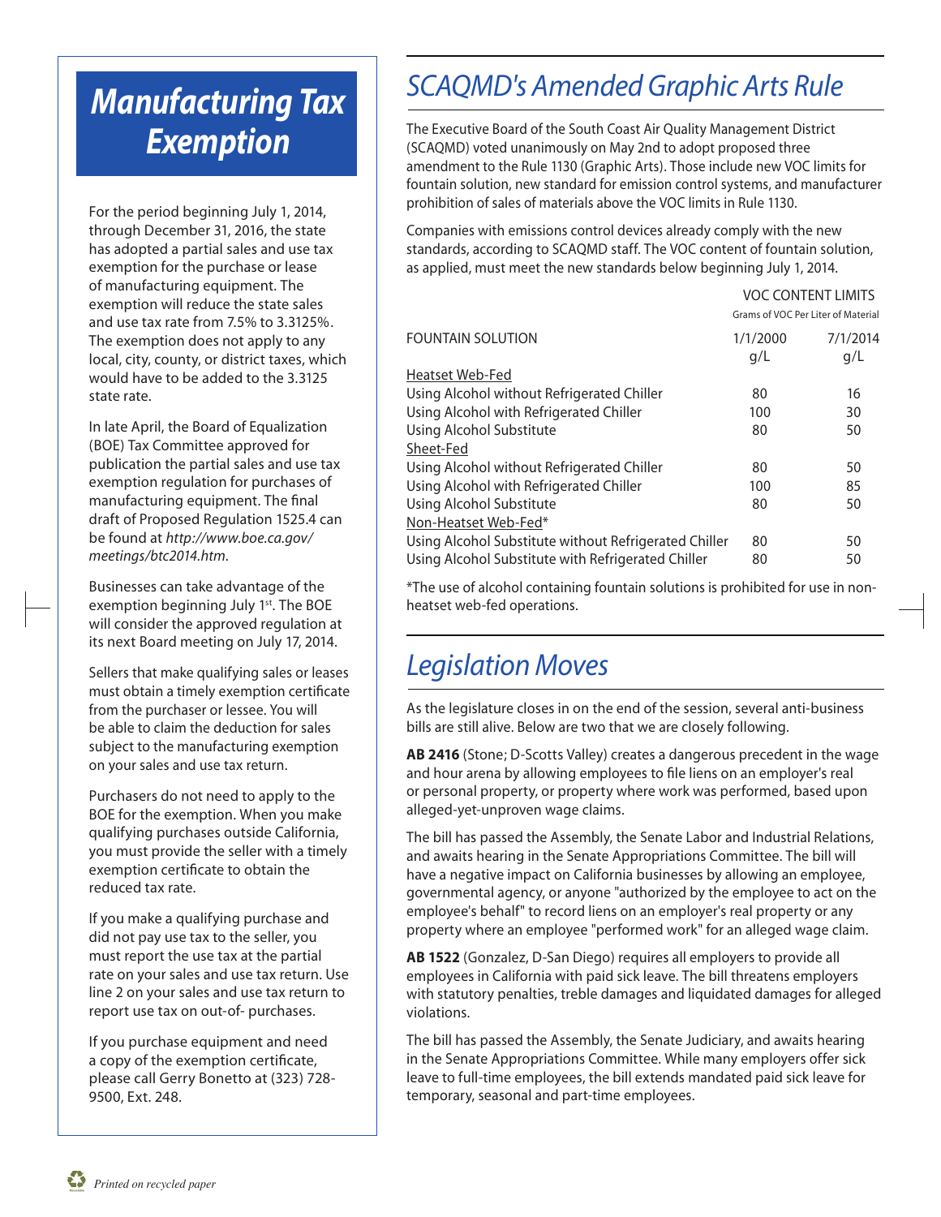# Manufacturing Tax Exemption

For the period beginning July 1, 2014, through December 31, 2016, the state has adopted a partial sales and use tax exemption for the purchase or lease of manufacturing equipment. The exemption will reduce the state sales and use tax rate from 7.5% to 3.3125%. The exemption does not apply to any local, city, county, or district taxes, which would have to be added to the 3.3125 state rate.

In late April, the Board of Equalization (BOE) Tax Committee approved for publication the partial sales and use tax exemption regulation for purchases of manufacturing equipment. The final draft of Proposed Regulation 1525.4 can be found at *http://www.boe.ca.gov/meetings/btc2014.htm*.

Businesses can take advantage of the exemption beginning July 1st. The BOE will consider the approved regulation at its next Board meeting on July 17, 2014.

Sellers that make qualifying sales or leases must obtain a timely exemption certificate from the purchaser or lessee. You will be able to claim the deduction for sales subject to the manufacturing exemption on your sales and use tax return.

Purchasers do not need to apply to the BOE for the exemption. When you make qualifying purchases outside California, you must provide the seller with a timely exemption certificate to obtain the reduced tax rate.

If you make a qualifying purchase and did not pay use tax to the seller, you must report the use tax at the partial rate on your sales and use tax return. Use line 2 on your sales and use tax return to report use tax on out-of- purchases.

If you purchase equipment and need a copy of the exemption certificate, please call Gerry Bonetto at (323) 728-9500, Ext. 248.

# SCAQMD's Amended Graphic Arts Rule

The Executive Board of the South Coast Air Quality Management District (SCAQMD) voted unanimously on May 2nd to adopt proposed three amendment to the Rule 1130 (Graphic Arts). Those include new VOC limits for fountain solution, new standard for emission control systems, and manufacturer prohibition of sales of materials above the VOC limits in Rule 1130.

Companies with emissions control devices already comply with the new standards, according to SCAQMD staff. The VOC content of fountain solution, as applied, must meet the new standards below beginning July 1, 2014.

| | VOC CONTENT LIMITS Grams of VOC Per Liter of Material | |
|---|---|---|
| FOUNTAIN SOLUTION | 1/1/2000 g/L | 7/1/2014 g/L |
| Heatset Web-Fed | | |
| Using Alcohol without Refrigerated Chiller | 80 | 16 |
| Using Alcohol with Refrigerated Chiller | 100 | 30 |
| Using Alcohol Substitute | 80 | 50 |
| Sheet-Fed | | |
| Using Alcohol without Refrigerated Chiller | 80 | 50 |
| Using Alcohol with Refrigerated Chiller | 100 | 85 |
| Using Alcohol Substitute | 80 | 50 |
| Non-Heatset Web-Fed* | | |
| Using Alcohol Substitute without Refrigerated Chiller | 80 | 50 |
| Using Alcohol Substitute with Refrigerated Chiller | 80 | 50 |

*The use of alcohol containing fountain solutions is prohibited for use in non-heatset web-fed operations.

# Legislation Moves

As the legislature closes in on the end of the session, several anti-business bills are still alive. Below are two that we are closely following.

**AB 2416** (Stone; D-Scotts Valley) creates a dangerous precedent in the wage and hour arena by allowing employees to file liens on an employer's real or personal property, or property where work was performed, based upon alleged-yet-unproven wage claims.

The bill has passed the Assembly, the Senate Labor and Industrial Relations, and awaits hearing in the Senate Appropriations Committee. The bill will have a negative impact on California businesses by allowing an employee, governmental agency, or anyone "authorized by the employee to act on the employee's behalf" to record liens on an employer's real property or any property where an employee "performed work" for an alleged wage claim.

**AB 1522** (Gonzalez, D-San Diego) requires all employers to provide all employees in California with paid sick leave. The bill threatens employers with statutory penalties, treble damages and liquidated damages for alleged violations.

The bill has passed the Assembly, the Senate Judiciary, and awaits hearing in the Senate Appropriations Committee. While many employers offer sick leave to full-time employees, the bill extends mandated paid sick leave for temporary, seasonal and part-time employees.

*Printed on recycled paper*